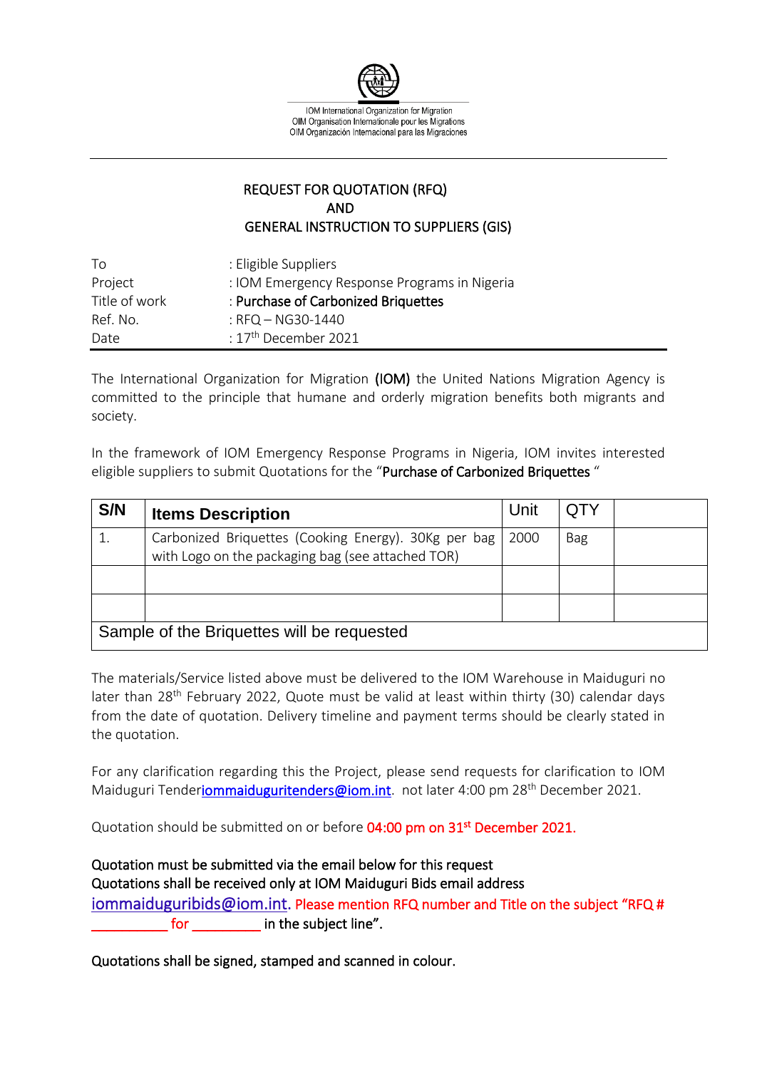IOM International Organization for Migration
OIM Organisation Internationale pour les Migrations
OIM Organización Internacional para las Migraciones

# REQUEST FOR QUOTATION (RFQ)
# AND
# GENERAL INSTRUCTION TO SUPPLIERS (GIS)

| | |
|---|---|
| To | : Eligible Suppliers |
| Project | : IOM Emergency Response Programs in Nigeria |
| Title of work | : **Purchase of Carbonized Briquettes** |
| Ref. No. | : RFQ – NG30-1440 |
| Date | : 17th December 2021 |

The International Organization for Migration **(IOM)** the United Nations Migration Agency is committed to the principle that humane and orderly migration benefits both migrants and society.

In the framework of IOM Emergency Response Programs in Nigeria, IOM invites interested eligible suppliers to submit Quotations for the "**Purchase of Carbonized Briquettes** "

| S/N | Items Description | Unit | QTY | |
|---|---|---|---|---|
| 1. | Carbonized Briquettes (Cooking Energy). 30Kg per bag with Logo on the packaging bag (see attached TOR) | 2000 | Bag | |
| | | | | |
| | | | | |
| Sample of the Briquettes will be requested | | | | |

The materials/Service listed above must be delivered to the IOM Warehouse in Maiduguri no later than 28th February 2022, Quote must be valid at least within thirty (30) calendar days from the date of quotation. Delivery timeline and payment terms should be clearly stated in the quotation.

For any clarification regarding this the Project, please send requests for clarification to IOM Maiduguri Tenderiommaiduguritenders@iom.int. not later 4:00 pm 28th December 2021.

Quotation should be submitted on or before **04:00 pm on 31st December 2021.**

**Quotations must be submitted via the email below for this request**
**Quotations shall be received only at IOM Maiduguri Bids email address**
iommaiduguribids@iom.int. **Please mention RFQ number and Title on the subject "RFQ # __________ for _________ in the subject line".**

**Quotations shall be signed, stamped and scanned in colour.**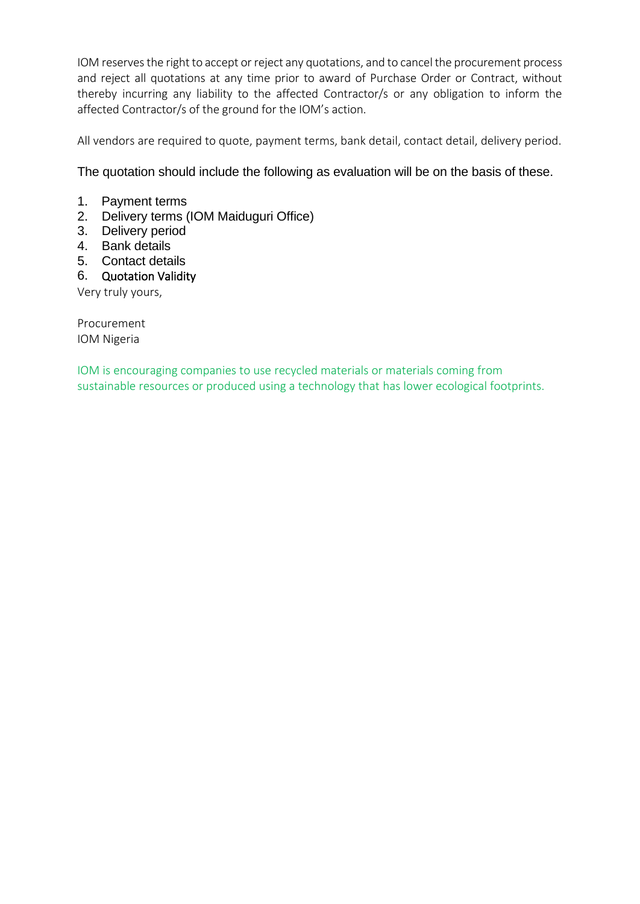IOM reserves the right to accept or reject any quotations, and to cancel the procurement process and reject all quotations at any time prior to award of Purchase Order or Contract, without thereby incurring any liability to the affected Contractor/s or any obligation to inform the affected Contractor/s of the ground for the IOM's action.

All vendors are required to quote, payment terms, bank detail, contact detail, delivery period.

The quotation should include the following as evaluation will be on the basis of these.

1. Payment terms
2. Delivery terms (IOM Maiduguri Office)
3. Delivery period
4. Bank details
5. Contact details
6. Quotation Validity

Very truly yours,

Procurement
IOM Nigeria

IOM is encouraging companies to use recycled materials or materials coming from sustainable resources or produced using a technology that has lower ecological footprints.